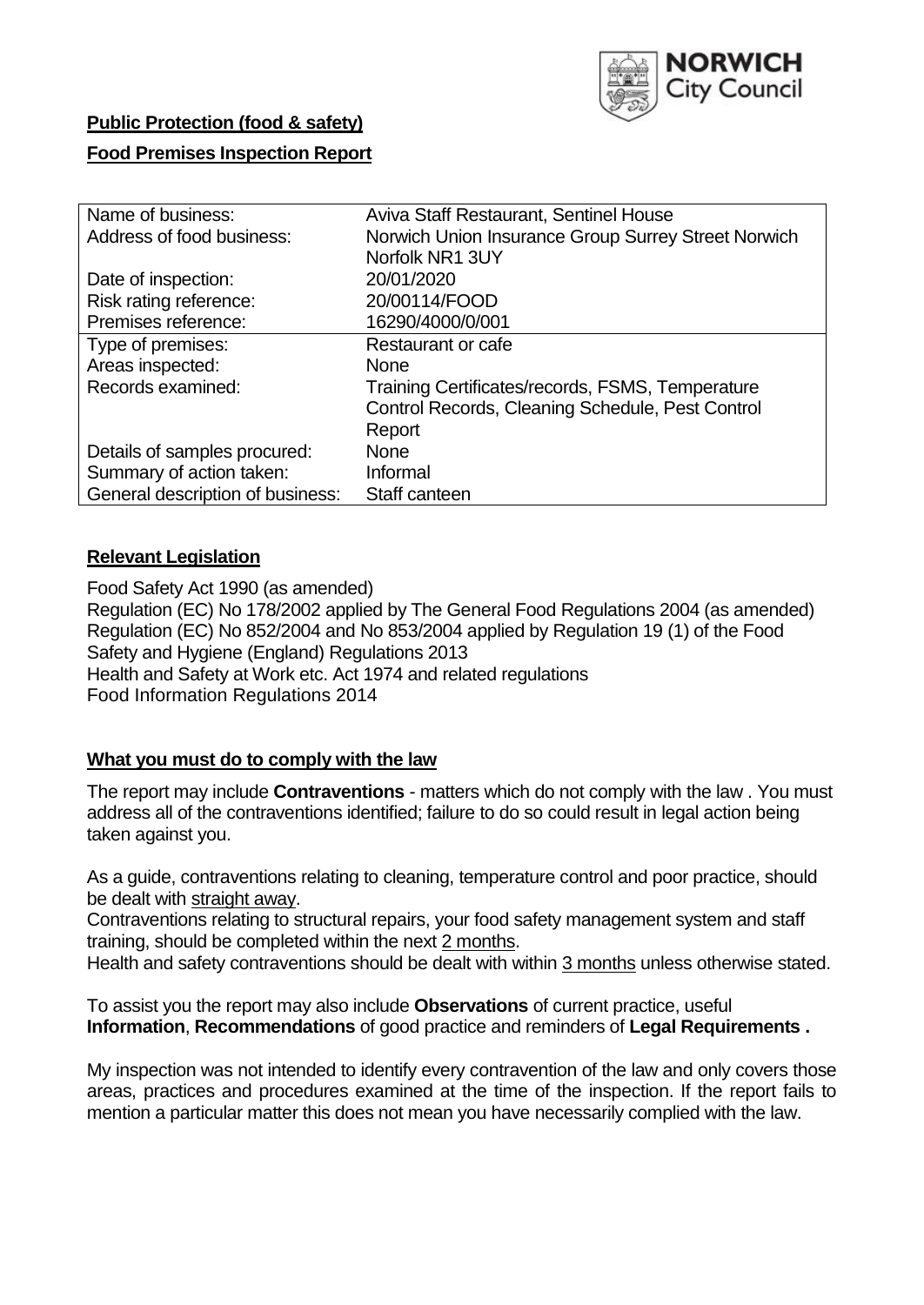**Public Protection (food & safety)**

**Food Premises Inspection Report**

| Name of business: | Aviva Staff Restaurant, Sentinel House |
|---|---|
| Address of food business: | Norwich Union Insurance Group Surrey Street Norwich Norfolk NR1 3UY |
| Date of inspection: | 20/01/2020 |
| Risk rating reference: | 20/00114/FOOD |
| Premises reference: | 16290/4000/0/001 |
| Type of premises: | Restaurant or cafe |
| Areas inspected: | None |
| Records examined: | Training Certificates/records, FSMS, Temperature Control Records, Cleaning Schedule, Pest Control Report |
| Details of samples procured: | None |
| Summary of action taken: | Informal |
| General description of business: | Staff canteen |

## Relevant Legislation

Food Safety Act 1990 (as amended)
Regulation (EC) No 178/2002 applied by The General Food Regulations 2004 (as amended)
Regulation (EC) No 852/2004 and No 853/2004 applied by Regulation 19 (1) of the Food Safety and Hygiene (England) Regulations 2013
Health and Safety at Work etc. Act 1974 and related regulations
Food Information Regulations 2014

## What you must do to comply with the law

The report may include **Contraventions** - matters which do not comply with the law . You must address all of the contraventions identified; failure to do so could result in legal action being taken against you.

As a guide, contraventions relating to cleaning, temperature control and poor practice, should be dealt with straight away.
Contraventions relating to structural repairs, your food safety management system and staff training, should be completed within the next 2 months.
Health and safety contraventions should be dealt with within 3 months unless otherwise stated.

To assist you the report may also include **Observations** of current practice, useful **Information**, **Recommendations** of good practice and reminders of **Legal Requirements .**

My inspection was not intended to identify every contravention of the law and only covers those areas, practices and procedures examined at the time of the inspection. If the report fails to mention a particular matter this does not mean you have necessarily complied with the law.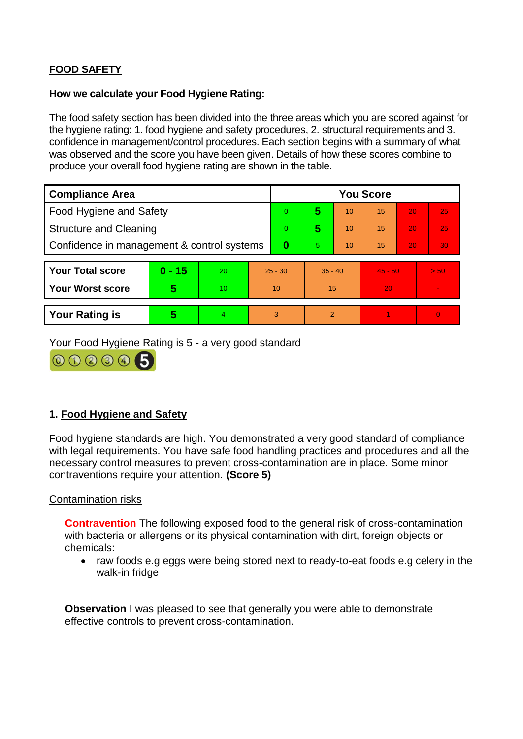**FOOD SAFETY**

**How we calculate your Food Hygiene Rating:**

The food safety section has been divided into the three areas which you are scored against for the hygiene rating: 1. food hygiene and safety procedures, 2. structural requirements and 3. confidence in management/control procedures. Each section begins with a summary of what was observed and the score you have been given. Details of how these scores combine to produce your overall food hygiene rating are shown in the table.

| Compliance Area | You Score | | | | | |
|---|---|---|---|---|---|---|
| Food Hygiene and Safety | 0 | **5** | 10 | 15 | 20 | 25 |
| Structure and Cleaning | 0 | **5** | 10 | 15 | 20 | 25 |
| Confidence in management & control systems | **0** | 5 | 10 | 15 | 20 | 30 |

| | | | | | | |
|---|---|---|---|---|---|---|
| **Your Total score** | **0 - 15** | 20 | 25 - 30 | 35 - 40 | 45 - 50 | > 50 |
| **Your Worst score** | **5** | 10 | 10 | 15 | 20 | - |

| | | | | | | |
|---|---|---|---|---|---|---|
| **Your Rating is** | **5** | 4 | 3 | 2 | 1 | 0 |

Your Food Hygiene Rating is 5 - a very good standard

## 1. Food Hygiene and Safety

Food hygiene standards are high. You demonstrated a very good standard of compliance with legal requirements. You have safe food handling practices and procedures and all the necessary control measures to prevent cross-contamination are in place. Some minor contraventions require your attention. **(Score 5)**

Contamination risks

**Contravention** The following exposed food to the general risk of cross-contamination with bacteria or allergens or its physical contamination with dirt, foreign objects or chemicals:

- raw foods e.g eggs were being stored next to ready-to-eat foods e.g celery in the walk-in fridge

**Observation** I was pleased to see that generally you were able to demonstrate effective controls to prevent cross-contamination.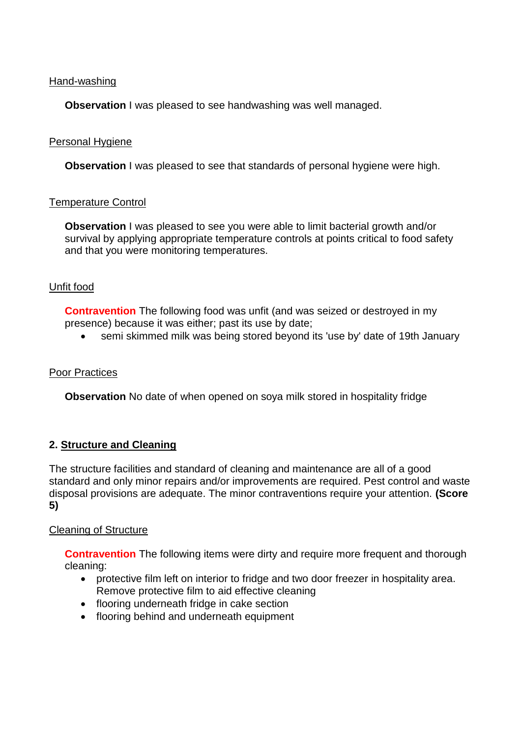Hand-washing

**Observation** I was pleased to see handwashing was well managed.

Personal Hygiene

**Observation** I was pleased to see that standards of personal hygiene were high.

Temperature Control

**Observation** I was pleased to see you were able to limit bacterial growth and/or survival by applying appropriate temperature controls at points critical to food safety and that you were monitoring temperatures.

Unfit food

**Contravention** The following food was unfit (and was seized or destroyed in my presence) because it was either; past its use by date;

- semi skimmed milk was being stored beyond its 'use by' date of 19th January

Poor Practices

**Observation** No date of when opened on soya milk stored in hospitality fridge

## 2. Structure and Cleaning

The structure facilities and standard of cleaning and maintenance are all of a good standard and only minor repairs and/or improvements are required. Pest control and waste disposal provisions are adequate. The minor contraventions require your attention. **(Score 5)**

Cleaning of Structure

**Contravention** The following items were dirty and require more frequent and thorough cleaning:

- protective film left on interior to fridge and two door freezer in hospitality area. Remove protective film to aid effective cleaning
- flooring underneath fridge in cake section
- flooring behind and underneath equipment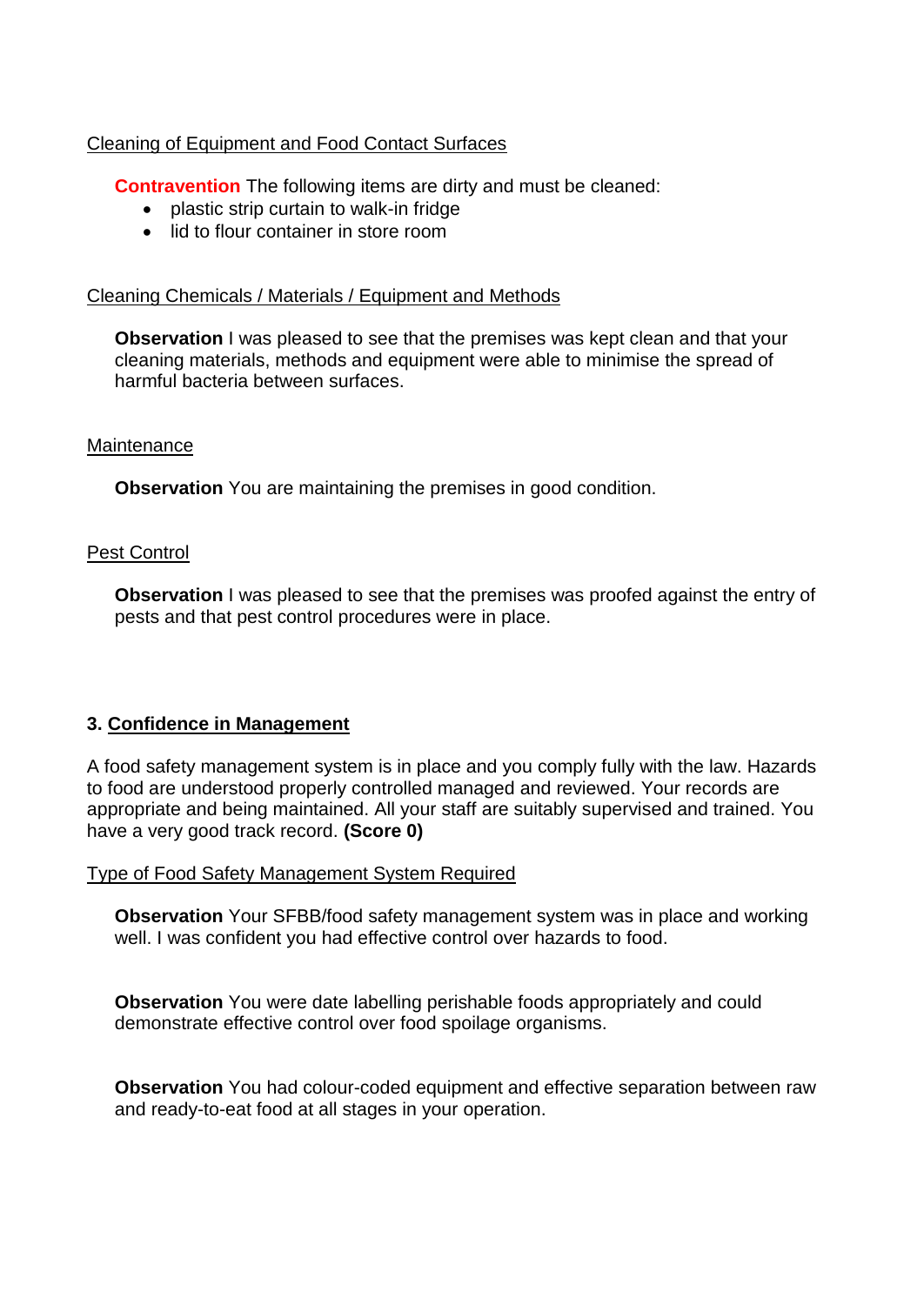Cleaning of Equipment and Food Contact Surfaces

**Contravention** The following items are dirty and must be cleaned:

- plastic strip curtain to walk-in fridge
- lid to flour container in store room

Cleaning Chemicals / Materials / Equipment and Methods

**Observation** I was pleased to see that the premises was kept clean and that your cleaning materials, methods and equipment were able to minimise the spread of harmful bacteria between surfaces.

Maintenance

**Observation** You are maintaining the premises in good condition.

Pest Control

**Observation** I was pleased to see that the premises was proofed against the entry of pests and that pest control procedures were in place.

## 3. Confidence in Management

A food safety management system is in place and you comply fully with the law. Hazards to food are understood properly controlled managed and reviewed. Your records are appropriate and being maintained. All your staff are suitably supervised and trained. You have a very good track record. **(Score 0)**

Type of Food Safety Management System Required

**Observation** Your SFBB/food safety management system was in place and working well. I was confident you had effective control over hazards to food.

**Observation** You were date labelling perishable foods appropriately and could demonstrate effective control over food spoilage organisms.

**Observation** You had colour-coded equipment and effective separation between raw and ready-to-eat food at all stages in your operation.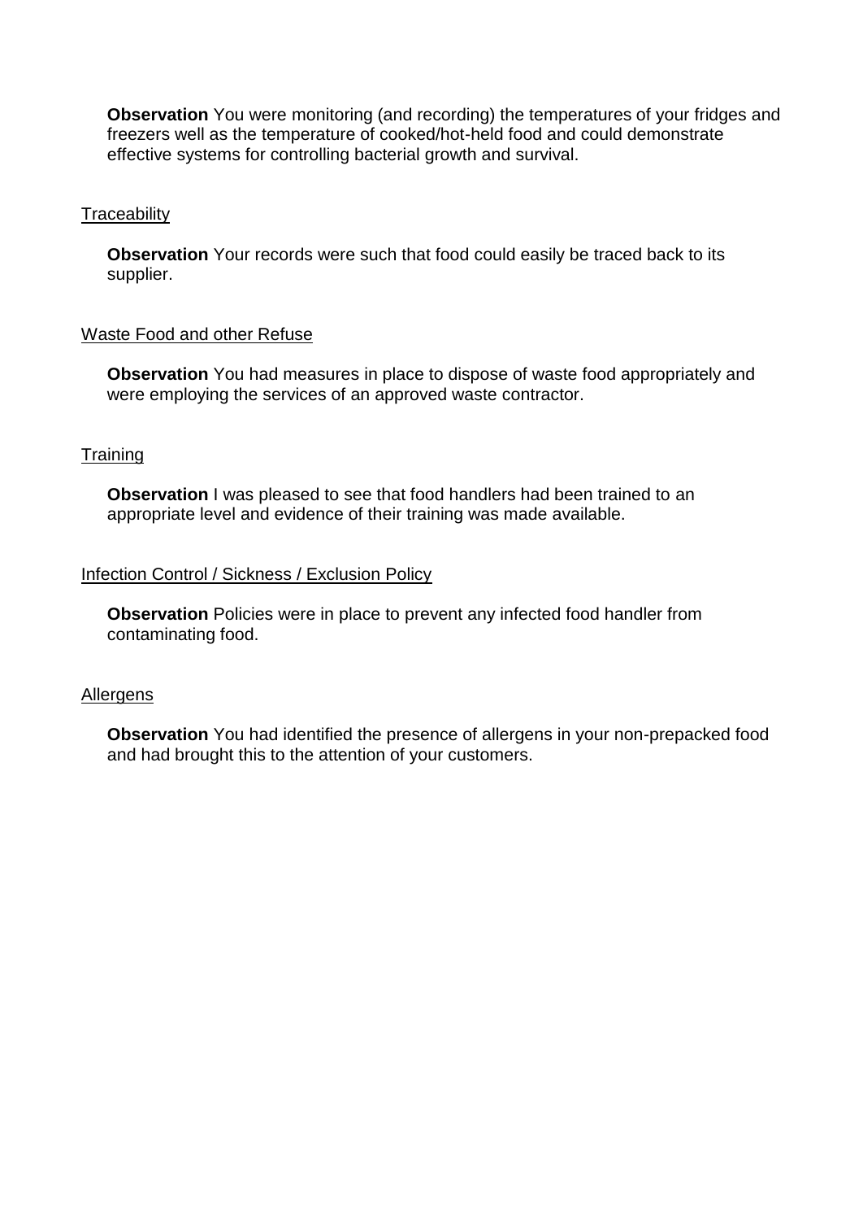**Observation** You were monitoring (and recording) the temperatures of your fridges and freezers well as the temperature of cooked/hot-held food and could demonstrate effective systems for controlling bacterial growth and survival.

Traceability

**Observation** Your records were such that food could easily be traced back to its supplier.

Waste Food and other Refuse

**Observation** You had measures in place to dispose of waste food appropriately and were employing the services of an approved waste contractor.

Training

**Observation** I was pleased to see that food handlers had been trained to an appropriate level and evidence of their training was made available.

Infection Control / Sickness / Exclusion Policy

**Observation** Policies were in place to prevent any infected food handler from contaminating food.

Allergens

**Observation** You had identified the presence of allergens in your non-prepacked food and had brought this to the attention of your customers.